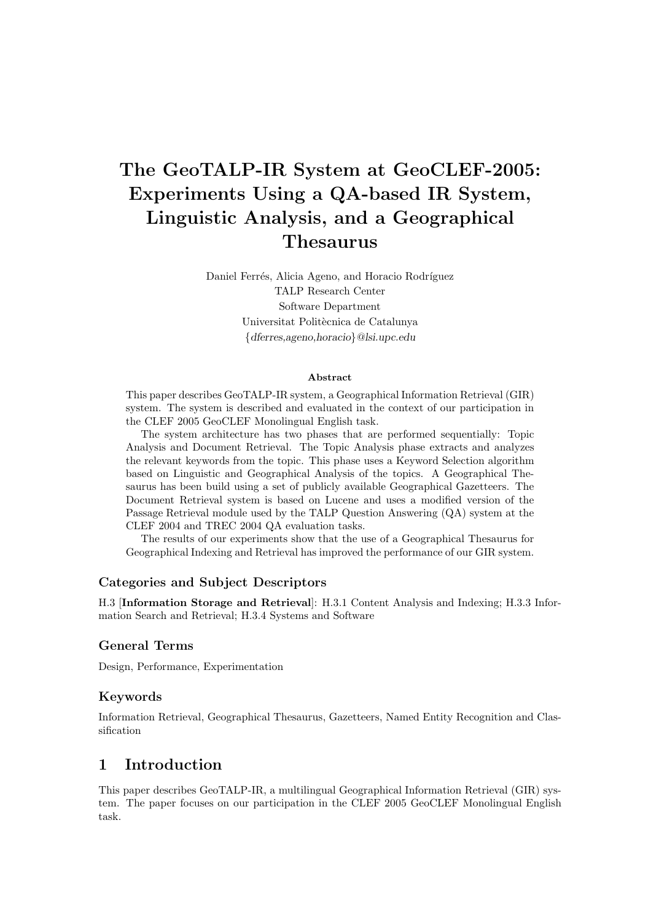# The GeoTALP-IR System at GeoCLEF-2005: Experiments Using a QA-based IR System, Linguistic Analysis, and a Geographical Thesaurus

Daniel Ferrés, Alicia Ageno, and Horacio Rodríguez
TALP Research Center
Software Department
Universitat Politècnica de Catalunya
*{dferres,ageno,horacio}@lsi.upc.edu*

### Abstract

This paper describes GeoTALP-IR system, a Geographical Information Retrieval (GIR) system. The system is described and evaluated in the context of our participation in the CLEF 2005 GeoCLEF Monolingual English task.

The system architecture has two phases that are performed sequentially: Topic Analysis and Document Retrieval. The Topic Analysis phase extracts and analyzes the relevant keywords from the topic. This phase uses a Keyword Selection algorithm based on Linguistic and Geographical Analysis of the topics. A Geographical Thesaurus has been build using a set of publicly available Geographical Gazetteers. The Document Retrieval system is based on Lucene and uses a modified version of the Passage Retrieval module used by the TALP Question Answering (QA) system at the CLEF 2004 and TREC 2004 QA evaluation tasks.

The results of our experiments show that the use of a Geographical Thesaurus for Geographical Indexing and Retrieval has improved the performance of our GIR system.

### Categories and Subject Descriptors

H.3 [**Information Storage and Retrieval**]: H.3.1 Content Analysis and Indexing; H.3.3 Information Search and Retrieval; H.3.4 Systems and Software

### General Terms

Design, Performance, Experimentation

### Keywords

Information Retrieval, Geographical Thesaurus, Gazetteers, Named Entity Recognition and Classification

## 1 Introduction

This paper describes GeoTALP-IR, a multilingual Geographical Information Retrieval (GIR) system. The paper focuses on our participation in the CLEF 2005 GeoCLEF Monolingual English task.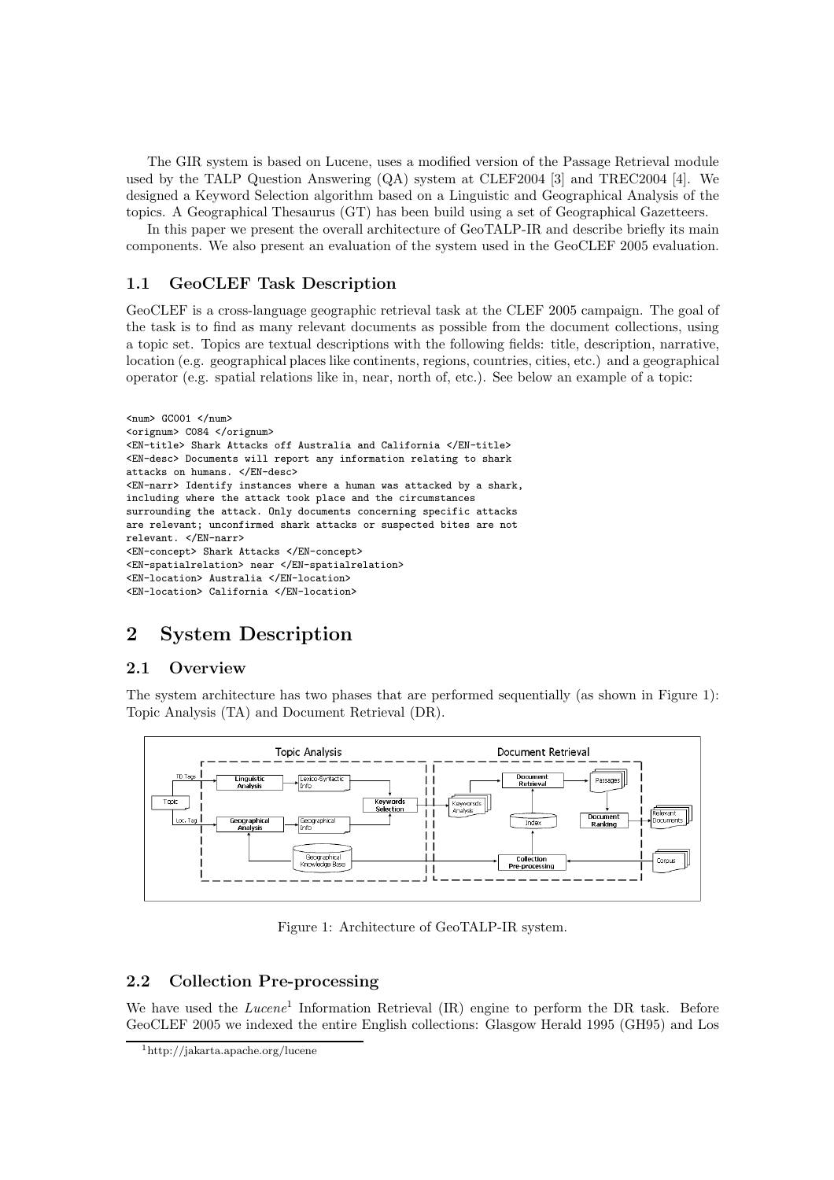The GIR system is based on Lucene, uses a modified version of the Passage Retrieval module used by the TALP Question Answering (QA) system at CLEF2004 [3] and TREC2004 [4]. We designed a Keyword Selection algorithm based on a Linguistic and Geographical Analysis of the topics. A Geographical Thesaurus (GT) has been build using a set of Geographical Gazetteers.

In this paper we present the overall architecture of GeoTALP-IR and describe briefly its main components. We also present an evaluation of the system used in the GeoCLEF 2005 evaluation.

### 1.1 GeoCLEF Task Description

GeoCLEF is a cross-language geographic retrieval task at the CLEF 2005 campaign. The goal of the task is to find as many relevant documents as possible from the document collections, using a topic set. Topics are textual descriptions with the following fields: title, description, narrative, location (e.g. geographical places like continents, regions, countries, cities, etc.) and a geographical operator (e.g. spatial relations like in, near, north of, etc.). See below an example of a topic:

```
<num> GC001 </num>
<orignum> C084 </orignum>
<EN-title> Shark Attacks off Australia and California </EN-title>
<EN-desc> Documents will report any information relating to shark
attacks on humans. </EN-desc>
<EN-narr> Identify instances where a human was attacked by a shark,
including where the attack took place and the circumstances
surrounding the attack. Only documents concerning specific attacks
are relevant; unconfirmed shark attacks or suspected bites are not
relevant. </EN-narr>
<EN-concept> Shark Attacks </EN-concept>
<EN-spatialrelation> near </EN-spatialrelation>
<EN-location> Australia </EN-location>
<EN-location> California </EN-location>
```

## 2 System Description

### 2.1 Overview

The system architecture has two phases that are performed sequentially (as shown in Figure 1): Topic Analysis (TA) and Document Retrieval (DR).

Figure 1: Architecture of GeoTALP-IR system.

### 2.2 Collection Pre-processing

We have used the *Lucene*[1] Information Retrieval (IR) engine to perform the DR task. Before GeoCLEF 2005 we indexed the entire English collections: Glasgow Herald 1995 (GH95) and Los

[1] http://jakarta.apache.org/lucene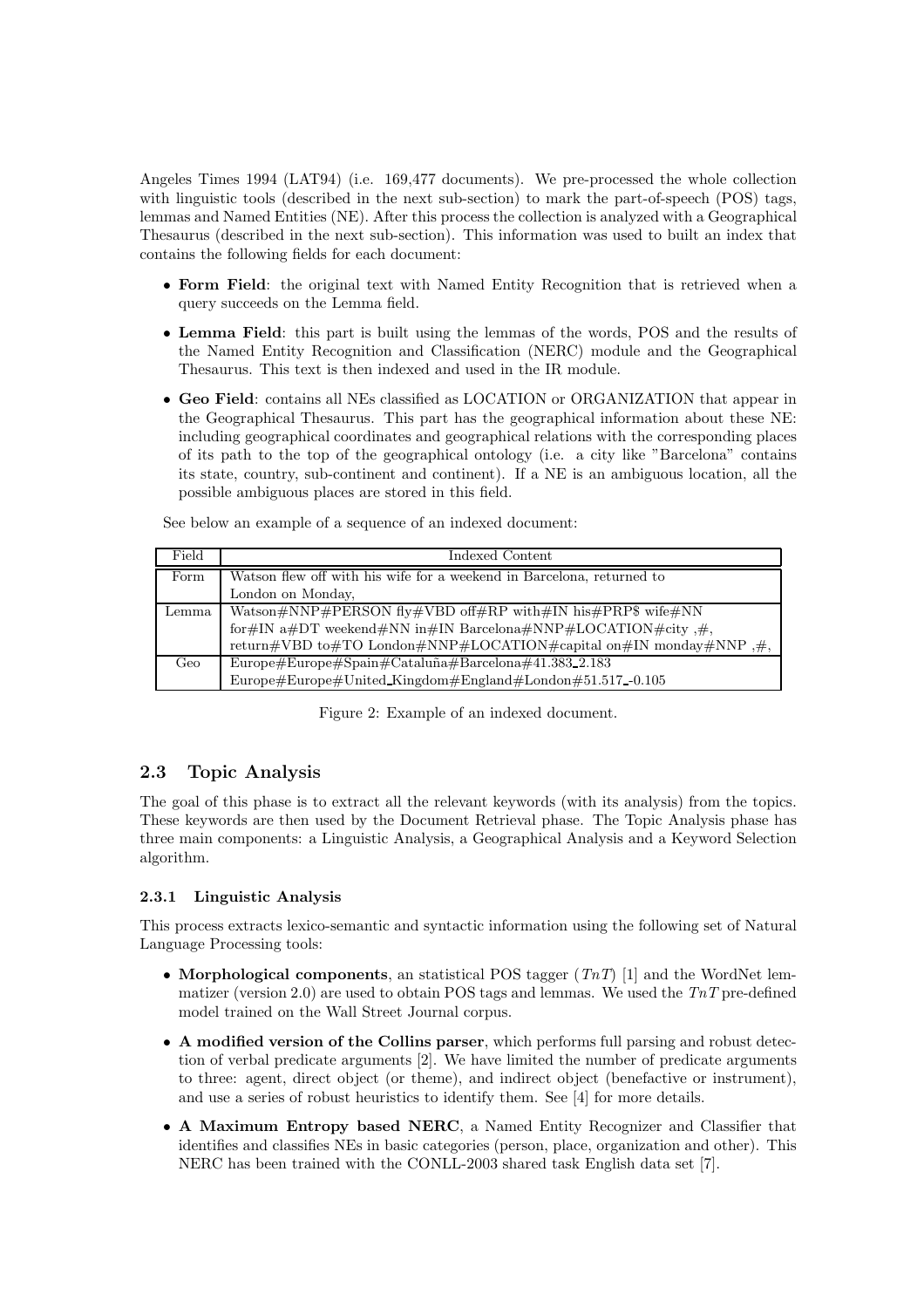Angeles Times 1994 (LAT94) (i.e. 169,477 documents). We pre-processed the whole collection with linguistic tools (described in the next sub-section) to mark the part-of-speech (POS) tags, lemmas and Named Entities (NE). After this process the collection is analyzed with a Geographical Thesaurus (described in the next sub-section). This information was used to built an index that contains the following fields for each document:

- **Form Field**: the original text with Named Entity Recognition that is retrieved when a query succeeds on the Lemma field.
- **Lemma Field**: this part is built using the lemmas of the words, POS and the results of the Named Entity Recognition and Classification (NERC) module and the Geographical Thesaurus. This text is then indexed and used in the IR module.
- **Geo Field**: contains all NEs classified as LOCATION or ORGANIZATION that appear in the Geographical Thesaurus. This part has the geographical information about these NE: including geographical coordinates and geographical relations with the corresponding places of its path to the top of the geographical ontology (i.e. a city like "Barcelona" contains its state, country, sub-continent and continent). If a NE is an ambiguous location, all the possible ambiguous places are stored in this field.

See below an example of a sequence of an indexed document:

| Field | Indexed Content |
|---|---|
| Form | Watson flew off with his wife for a weekend in Barcelona, returned to London on Monday, |
| Lemma | Watson#NNP#PERSON fly#VBD off#RP with#IN his#PRP$ wife#NN for#IN a#DT weekend#NN in#IN Barcelona#NNP#LOCATION#city ,#, return#VBD to#TO London#NNP#LOCATION#capital on#IN monday#NNP ,#, |
| Geo | Europe#Europe#Spain#Cataluña#Barcelona#41.383_2.183 Europe#Europe#United_Kingdom#England#London#51.517_-0.105 |

Figure 2: Example of an indexed document.

## 2.3 Topic Analysis

The goal of this phase is to extract all the relevant keywords (with its analysis) from the topics. These keywords are then used by the Document Retrieval phase. The Topic Analysis phase has three main components: a Linguistic Analysis, a Geographical Analysis and a Keyword Selection algorithm.

### 2.3.1 Linguistic Analysis

This process extracts lexico-semantic and syntactic information using the following set of Natural Language Processing tools:

- **Morphological components**, an statistical POS tagger (*TnT*) [1] and the WordNet lemmatizer (version 2.0) are used to obtain POS tags and lemmas. We used the *TnT* pre-defined model trained on the Wall Street Journal corpus.
- **A modified version of the Collins parser**, which performs full parsing and robust detection of verbal predicate arguments [2]. We have limited the number of predicate arguments to three: agent, direct object (or theme), and indirect object (benefactive or instrument), and use a series of robust heuristics to identify them. See [4] for more details.
- **A Maximum Entropy based NERC**, a Named Entity Recognizer and Classifier that identifies and classifies NEs in basic categories (person, place, organization and other). This NERC has been trained with the CONLL-2003 shared task English data set [7].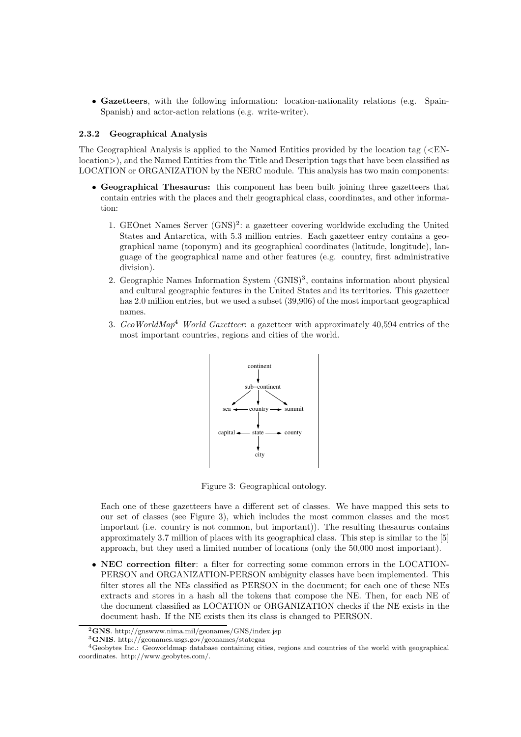- **Gazetteers**, with the following information: location-nationality relations (e.g. Spain-Spanish) and actor-action relations (e.g. write-writer).

#### 2.3.2 Geographical Analysis

The Geographical Analysis is applied to the Named Entities provided by the location tag (<EN-location>), and the Named Entities from the Title and Description tags that have been classified as LOCATION or ORGANIZATION by the NERC module. This analysis has two main components:

- **Geographical Thesaurus:** this component has been built joining three gazetteers that contain entries with the places and their geographical class, coordinates, and other information:

  1. GEOnet Names Server (GNS)[2]: a gazetteer covering worldwide excluding the United States and Antarctica, with 5.3 million entries. Each gazetteer entry contains a geographical name (toponym) and its geographical coordinates (latitude, longitude), language of the geographical name and other features (e.g. country, first administrative division).
  2. Geographic Names Information System (GNIS)[3], contains information about physical and cultural geographic features in the United States and its territories. This gazetteer has 2.0 million entries, but we used a subset (39,906) of the most important geographical names.
  3. *GeoWorldMap*[4] *World Gazetteer*: a gazetteer with approximately 40,594 entries of the most important countries, regions and cities of the world.

  Figure 3: Geographical ontology.

  Each one of these gazetteers have a different set of classes. We have mapped this sets to our set of classes (see Figure 3), which includes the most common classes and the most important (i.e. country is not common, but important)). The resulting thesaurus contains approximately 3.7 million of places with its geographical class. This step is similar to the [5] approach, but they used a limited number of locations (only the 50,000 most important).

- **NEC correction filter**: a filter for correcting some common errors in the LOCATION-PERSON and ORGANIZATION-PERSON ambiguity classes have been implemented. This filter stores all the NEs classified as PERSON in the document; for each one of these NEs extracts and stores in a hash all the tokens that compose the NE. Then, for each NE of the document classified as LOCATION or ORGANIZATION checks if the NE exists in the document hash. If the NE exists then its class is changed to PERSON.

---

[2] **GNS**. http://gnswww.nima.mil/geonames/GNS/index.jsp

[3] **GNIS**. http://geonames.usgs.gov/geonames/stategaz

[4] Geobytes Inc.: Geoworldmap database containing cities, regions and countries of the world with geographical coordinates. http://www.geobytes.com/.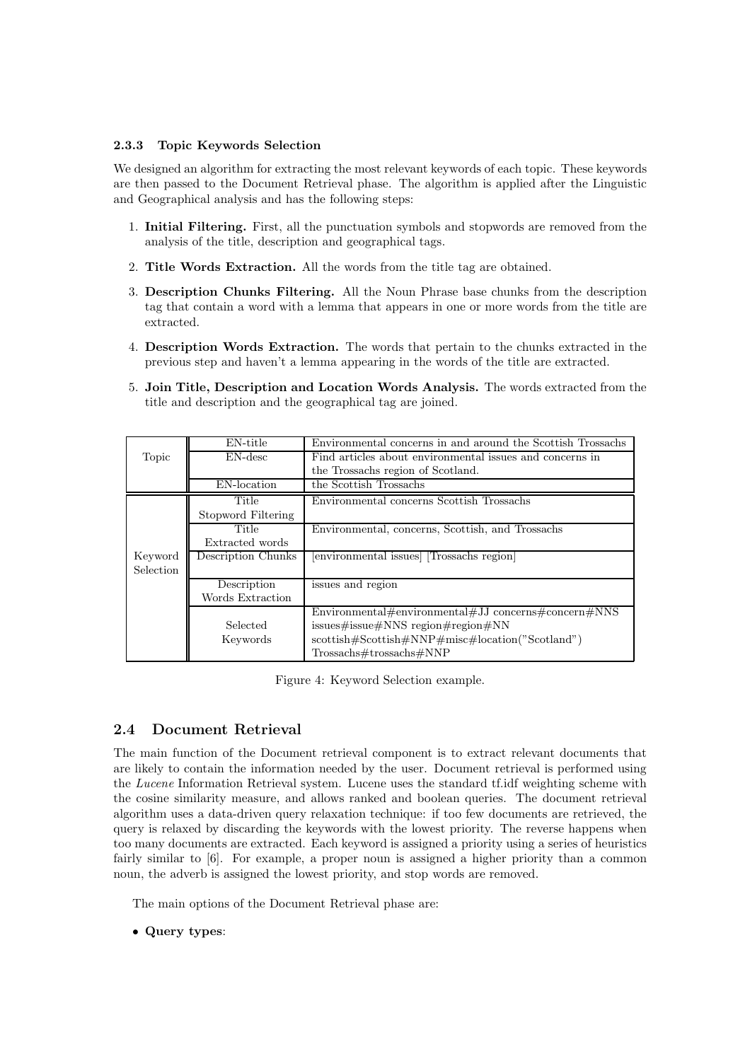### 2.3.3 Topic Keywords Selection

We designed an algorithm for extracting the most relevant keywords of each topic. These keywords are then passed to the Document Retrieval phase. The algorithm is applied after the Linguistic and Geographical analysis and has the following steps:

1. **Initial Filtering.** First, all the punctuation symbols and stopwords are removed from the analysis of the title, description and geographical tags.
2. **Title Words Extraction.** All the words from the title tag are obtained.
3. **Description Chunks Filtering.** All the Noun Phrase base chunks from the description tag that contain a word with a lemma that appears in one or more words from the title are extracted.
4. **Description Words Extraction.** The words that pertain to the chunks extracted in the previous step and haven't a lemma appearing in the words of the title are extracted.
5. **Join Title, Description and Location Words Analysis.** The words extracted from the title and description and the geographical tag are joined.

| | | |
|---|---|---|
| Topic | EN-title | Environmental concerns in and around the Scottish Trossachs |
| | EN-desc | Find articles about environmental issues and concerns in the Trossachs region of Scotland. |
| | EN-location | the Scottish Trossachs |
| Keyword Selection | Title Stopword Filtering | Environmental concerns Scottish Trossachs |
| | Title Extracted words | Environmental, concerns, Scottish, and Trossachs |
| | Description Chunks | [environmental issues] [Trossachs region] |
| | Description Words Extraction | issues and region |
| | Selected Keywords | Environmental#environmental#JJ concerns#concern#NNS issues#issue#NNS region#region#NN scottish#Scottish#NNP#misc#location("Scotland") Trossachs#trossachs#NNP |

Figure 4: Keyword Selection example.

## 2.4 Document Retrieval

The main function of the Document retrieval component is to extract relevant documents that are likely to contain the information needed by the user. Document retrieval is performed using the *Lucene* Information Retrieval system. Lucene uses the standard tf.idf weighting scheme with the cosine similarity measure, and allows ranked and boolean queries. The document retrieval algorithm uses a data-driven query relaxation technique: if too few documents are retrieved, the query is relaxed by discarding the keywords with the lowest priority. The reverse happens when too many documents are extracted. Each keyword is assigned a priority using a series of heuristics fairly similar to [6]. For example, a proper noun is assigned a higher priority than a common noun, the adverb is assigned the lowest priority, and stop words are removed.

The main options of the Document Retrieval phase are:

- **Query types**: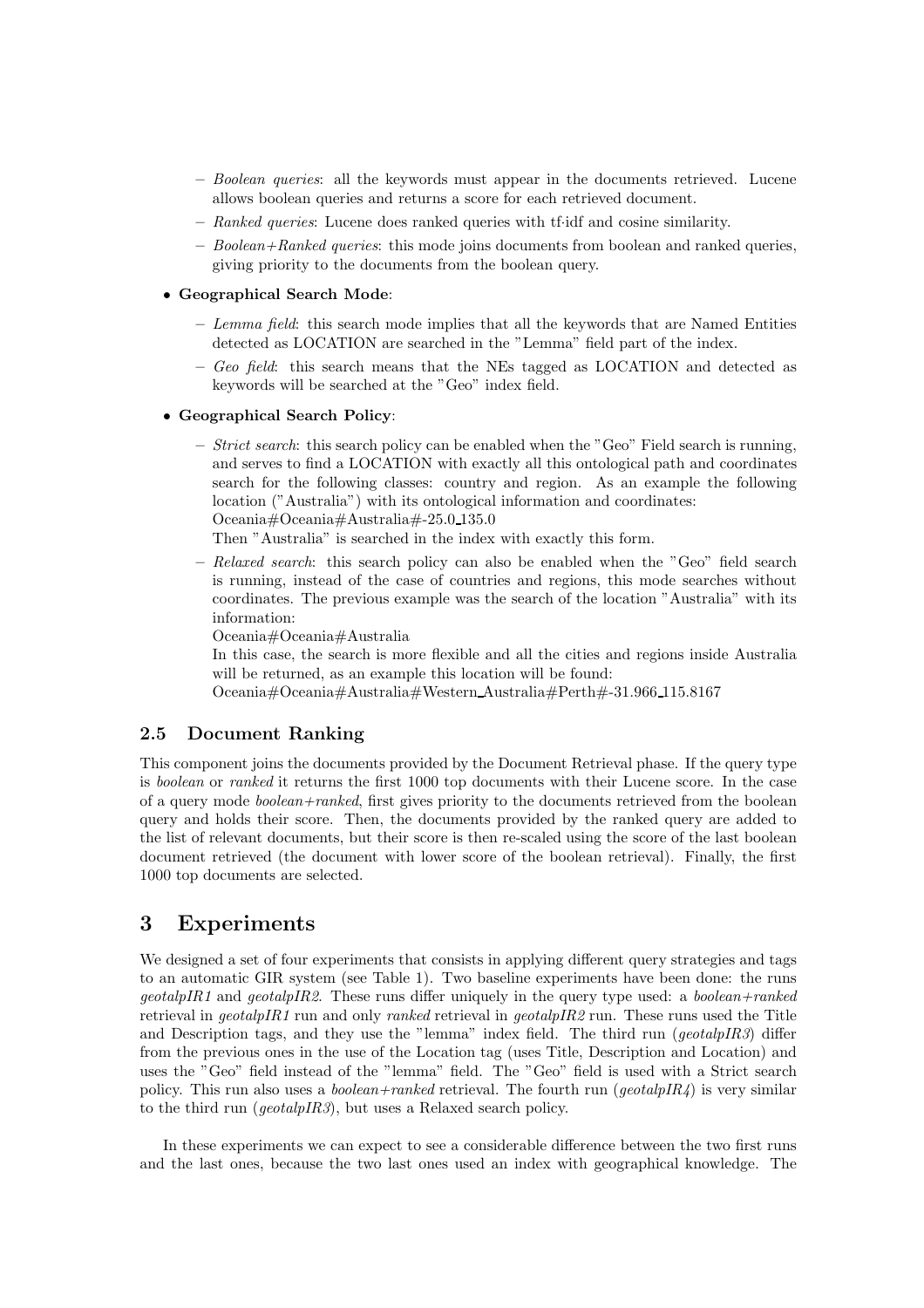- *Boolean queries*: all the keywords must appear in the documents retrieved. Lucene allows boolean queries and returns a score for each retrieved document.
  - *Ranked queries*: Lucene does ranked queries with tf·idf and cosine similarity.
  - *Boolean+Ranked queries*: this mode joins documents from boolean and ranked queries, giving priority to the documents from the boolean query.

- **Geographical Search Mode**:
  - *Lemma field*: this search mode implies that all the keywords that are Named Entities detected as LOCATION are searched in the "Lemma" field part of the index.
  - *Geo field*: this search means that the NEs tagged as LOCATION and detected as keywords will be searched at the "Geo" index field.

- **Geographical Search Policy**:
  - *Strict search*: this search policy can be enabled when the "Geo" Field search is running, and serves to find a LOCATION with exactly all this ontological path and coordinates search for the following classes: country and region. As an example the following location ("Australia") with its ontological information and coordinates:
    Oceania#Oceania#Australia#-25.0_135.0
    Then "Australia" is searched in the index with exactly this form.
  - *Relaxed search*: this search policy can also be enabled when the "Geo" field search is running, instead of the case of countries and regions, this mode searches without coordinates. The previous example was the search of the location "Australia" with its information:
    Oceania#Oceania#Australia
    In this case, the search is more flexible and all the cities and regions inside Australia will be returned, as an example this location will be found:
    Oceania#Oceania#Australia#Western_Australia#Perth#-31.966_115.8167

### 2.5 Document Ranking

This component joins the documents provided by the Document Retrieval phase. If the query type is *boolean* or *ranked* it returns the first 1000 top documents with their Lucene score. In the case of a query mode *boolean+ranked*, first gives priority to the documents retrieved from the boolean query and holds their score. Then, the documents provided by the ranked query are added to the list of relevant documents, but their score is then re-scaled using the score of the last boolean document retrieved (the document with lower score of the boolean retrieval). Finally, the first 1000 top documents are selected.

## 3 Experiments

We designed a set of four experiments that consists in applying different query strategies and tags to an automatic GIR system (see Table 1). Two baseline experiments have been done: the runs *geotalpIR1* and *geotalpIR2*. These runs differ uniquely in the query type used: a *boolean+ranked* retrieval in *geotalpIR1* run and only *ranked* retrieval in *geotalpIR2* run. These runs used the Title and Description tags, and they use the "lemma" index field. The third run (*geotalpIR3*) differ from the previous ones in the use of the Location tag (uses Title, Description and Location) and uses the "Geo" field instead of the "lemma" field. The "Geo" field is used with a Strict search policy. This run also uses a *boolean+ranked* retrieval. The fourth run (*geotalpIR4*) is very similar to the third run (*geotalpIR3*), but uses a Relaxed search policy.

In these experiments we can expect to see a considerable difference between the two first runs and the last ones, because the two last ones used an index with geographical knowledge. The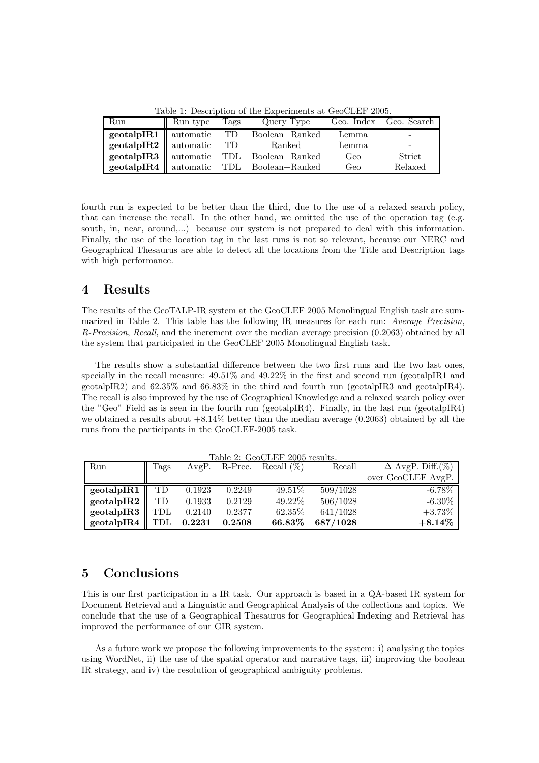Table 1: Description of the Experiments at GeoCLEF 2005.

| Run | Run type | Tags | Query Type | Geo. Index | Geo. Search |
|---|---|---|---|---|---|
| **geotalpIR1** | automatic | TD | Boolean+Ranked | Lemma | - |
| **geotalpIR2** | automatic | TD | Ranked | Lemma | - |
| **geotalpIR3** | automatic | TDL | Boolean+Ranked | Geo | Strict |
| **geotalpIR4** | automatic | TDL | Boolean+Ranked | Geo | Relaxed |

fourth run is expected to be better than the third, due to the use of a relaxed search policy, that can increase the recall. In the other hand, we omitted the use of the operation tag (e.g. south, in, near, around,...) because our system is not prepared to deal with this information. Finally, the use of the location tag in the last runs is not so relevant, because our NERC and Geographical Thesaurus are able to detect all the locations from the Title and Description tags with high performance.

# 4 Results

The results of the GeoTALP-IR system at the GeoCLEF 2005 Monolingual English task are summarized in Table 2. This table has the following IR measures for each run: *Average Precision*, *R-Precision*, *Recall*, and the increment over the median average precision (0.2063) obtained by all the system that participated in the GeoCLEF 2005 Monolingual English task.

The results show a substantial difference between the two first runs and the two last ones, specially in the recall measure: 49.51% and 49.22% in the first and second run (geotalpIR1 and geotalpIR2) and 62.35% and 66.83% in the third and fourth run (geotalpIR3 and geotalpIR4). The recall is also improved by the use of Geographical Knowledge and a relaxed search policy over the "Geo" Field as is seen in the fourth run (geotalpIR4). Finally, in the last run (geotalpIR4) we obtained a results about +8.14% better than the median average (0.2063) obtained by all the runs from the participants in the GeoCLEF-2005 task.

Table 2: GeoCLEF 2005 results.

| Run | Tags | AvgP. | R-Prec. | Recall (%) | Recall | $\Delta$ AvgP. Diff.(%) over GeoCLEF AvgP. |
|---|---|---|---|---|---|---|
| **geotalpIR1** | TD | 0.1923 | 0.2249 | 49.51% | 509/1028 | -6.78% |
| **geotalpIR2** | TD | 0.1933 | 0.2129 | 49.22% | 506/1028 | -6.30% |
| **geotalpIR3** | TDL | 0.2140 | 0.2377 | 62.35% | 641/1028 | +3.73% |
| **geotalpIR4** | TDL | **0.2231** | **0.2508** | **66.83%** | **687/1028** | **+8.14%** |

# 5 Conclusions

This is our first participation in a IR task. Our approach is based in a QA-based IR system for Document Retrieval and a Linguistic and Geographical Analysis of the collections and topics. We conclude that the use of a Geographical Thesaurus for Geographical Indexing and Retrieval has improved the performance of our GIR system.

As a future work we propose the following improvements to the system: i) analysing the topics using WordNet, ii) the use of the spatial operator and narrative tags, iii) improving the boolean IR strategy, and iv) the resolution of geographical ambiguity problems.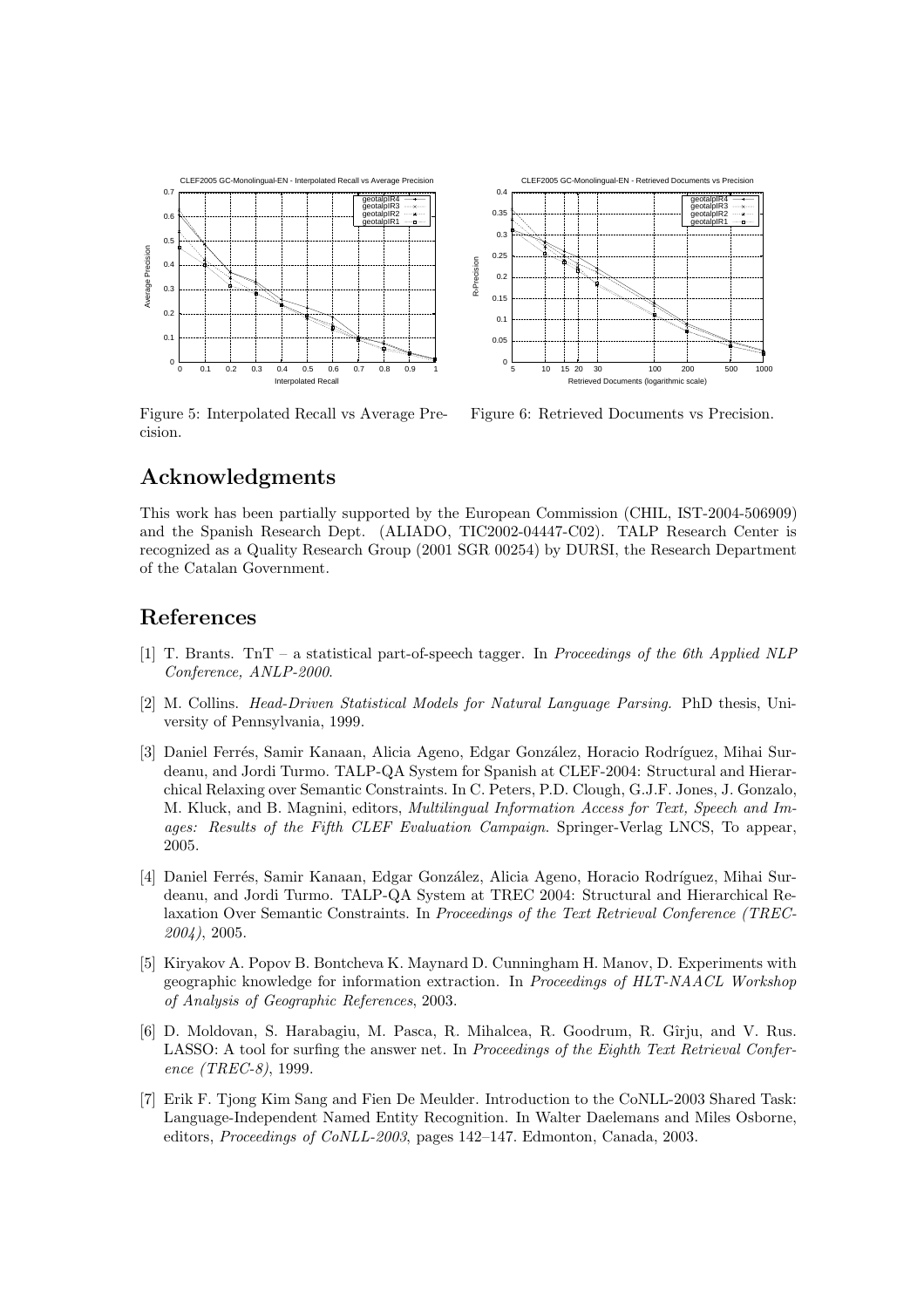CLEF2005 GC-Monolingual-EN - Interpolated Recall vs Average Precision

Average Precision

0.7
0.6
0.5
0.4
0.3
0.2
0.1
0

0 0.1 0.2 0.3 0.4 0.5 0.6 0.7 0.8 0.9 1

Interpolated Recall

geotalpIR4
geotalpIR3
geotalpIR2
geotalpIR1

Figure 5: Interpolated Recall vs Average Precision.

CLEF2005 GC-Monolingual-EN - Retrieved Documents vs Precision

R-Precision

0.4
0.35
0.3
0.25
0.2
0.15
0.1
0.05
0

5 10 15 20 30 100 200 500 1000

Retrieved Documents (logarithmic scale)

geotalpIR4
geotalpIR3
geotalpIR2
geotalpIR1

Figure 6: Retrieved Documents vs Precision.

## Acknowledgments

This work has been partially supported by the European Commission (CHIL, IST-2004-506909) and the Spanish Research Dept. (ALIADO, TIC2002-04447-C02). TALP Research Center is recognized as a Quality Research Group (2001 SGR 00254) by DURSI, the Research Department of the Catalan Government.

## References

[1] T. Brants. TnT – a statistical part-of-speech tagger. In *Proceedings of the 6th Applied NLP Conference, ANLP-2000*.

[2] M. Collins. *Head-Driven Statistical Models for Natural Language Parsing.* PhD thesis, University of Pennsylvania, 1999.

[3] Daniel Ferrés, Samir Kanaan, Alicia Ageno, Edgar González, Horacio Rodríguez, Mihai Surdeanu, and Jordi Turmo. TALP-QA System for Spanish at CLEF-2004: Structural and Hierarchical Relaxing over Semantic Constraints. In C. Peters, P.D. Clough, G.J.F. Jones, J. Gonzalo, M. Kluck, and B. Magnini, editors, *Multilingual Information Access for Text, Speech and Images: Results of the Fifth CLEF Evaluation Campaign*. Springer-Verlag LNCS, To appear, 2005.

[4] Daniel Ferrés, Samir Kanaan, Edgar González, Alicia Ageno, Horacio Rodríguez, Mihai Surdeanu, and Jordi Turmo. TALP-QA System at TREC 2004: Structural and Hierarchical Relaxation Over Semantic Constraints. In *Proceedings of the Text Retrieval Conference (TREC-2004)*, 2005.

[5] Kiryakov A. Popov B. Bontcheva K. Maynard D. Cunningham H. Manov, D. Experiments with geographic knowledge for information extraction. In *Proceedings of HLT-NAACL Workshop of Analysis of Geographic References*, 2003.

[6] D. Moldovan, S. Harabagiu, M. Pasca, R. Mihalcea, R. Goodrum, R. Gîrju, and V. Rus. LASSO: A tool for surfing the answer net. In *Proceedings of the Eighth Text Retrieval Conference (TREC-8)*, 1999.

[7] Erik F. Tjong Kim Sang and Fien De Meulder. Introduction to the CoNLL-2003 Shared Task: Language-Independent Named Entity Recognition. In Walter Daelemans and Miles Osborne, editors, *Proceedings of CoNLL-2003*, pages 142–147. Edmonton, Canada, 2003.